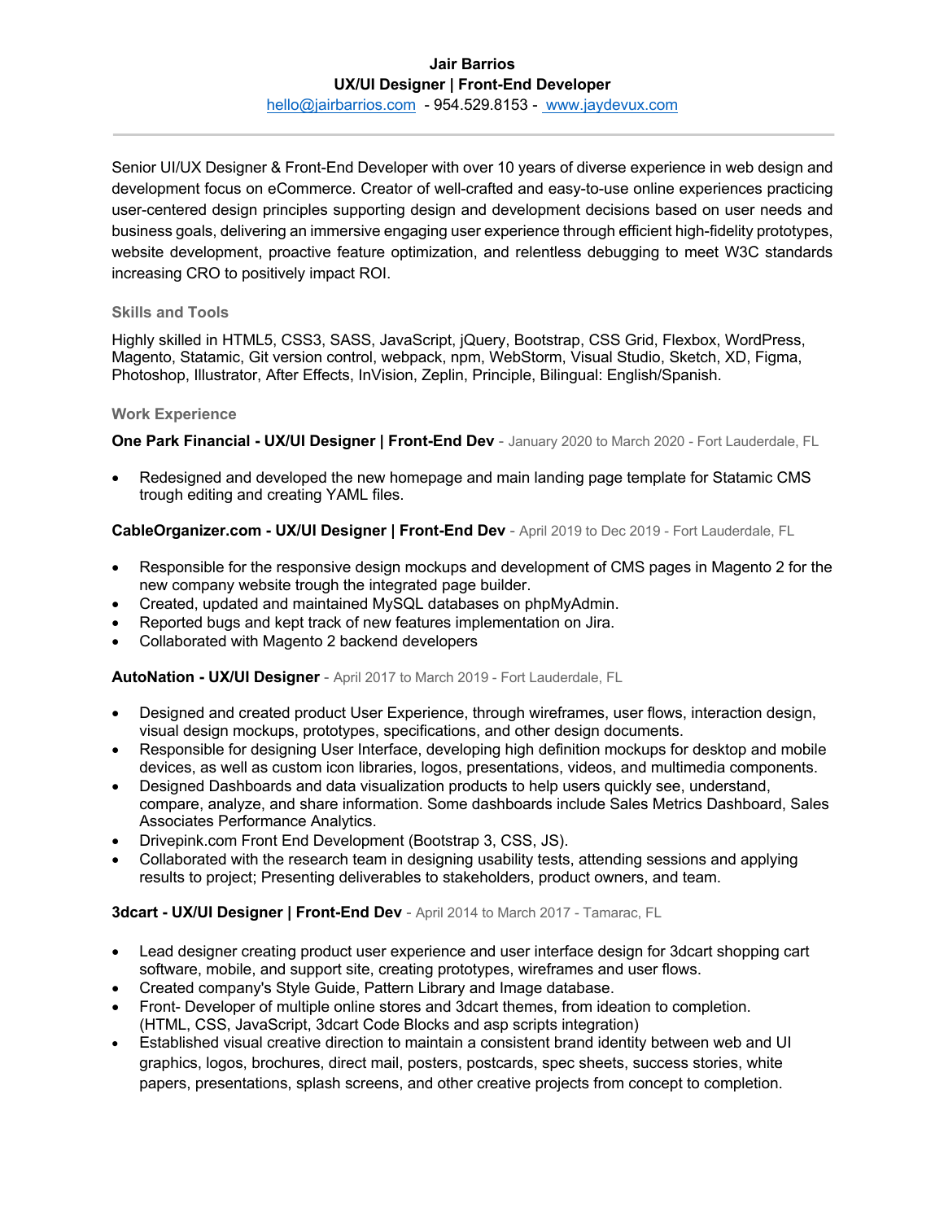# Jair Barrios

**UX/UI Designer | Front-End Developer**

hello@jairbarrios.com - 954.529.8153 - www.jaydevux.com

---

Senior UI/UX Designer & Front-End Developer with over 10 years of diverse experience in web design and development focus on eCommerce. Creator of well-crafted and easy-to-use online experiences practicing user-centered design principles supporting design and development decisions based on user needs and business goals, delivering an immersive engaging user experience through efficient high-fidelity prototypes, website development, proactive feature optimization, and relentless debugging to meet W3C standards increasing CRO to positively impact ROI.

## Skills and Tools

Highly skilled in HTML5, CSS3, SASS, JavaScript, jQuery, Bootstrap, CSS Grid, Flexbox, WordPress, Magento, Statamic, Git version control, webpack, npm, WebStorm, Visual Studio, Sketch, XD, Figma, Photoshop, Illustrator, After Effects, InVision, Zeplin, Principle, Bilingual: English/Spanish.

## Work Experience

**One Park Financial - UX/UI Designer | Front-End Dev** - January 2020 to March 2020 - Fort Lauderdale, FL

- Redesigned and developed the new homepage and main landing page template for Statamic CMS trough editing and creating YAML files.

**CableOrganizer.com - UX/UI Designer | Front-End Dev** - April 2019 to Dec 2019 - Fort Lauderdale, FL

- Responsible for the responsive design mockups and development of CMS pages in Magento 2 for the new company website trough the integrated page builder.
- Created, updated and maintained MySQL databases on phpMyAdmin.
- Reported bugs and kept track of new features implementation on Jira.
- Collaborated with Magento 2 backend developers

**AutoNation - UX/UI Designer** - April 2017 to March 2019 - Fort Lauderdale, FL

- Designed and created product User Experience, through wireframes, user flows, interaction design, visual design mockups, prototypes, specifications, and other design documents.
- Responsible for designing User Interface, developing high definition mockups for desktop and mobile devices, as well as custom icon libraries, logos, presentations, videos, and multimedia components.
- Designed Dashboards and data visualization products to help users quickly see, understand, compare, analyze, and share information. Some dashboards include Sales Metrics Dashboard, Sales Associates Performance Analytics.
- Drivepink.com Front End Development (Bootstrap 3, CSS, JS).
- Collaborated with the research team in designing usability tests, attending sessions and applying results to project; Presenting deliverables to stakeholders, product owners, and team.

**3dcart - UX/UI Designer | Front-End Dev** - April 2014 to March 2017 - Tamarac, FL

- Lead designer creating product user experience and user interface design for 3dcart shopping cart software, mobile, and support site, creating prototypes, wireframes and user flows.
- Created company's Style Guide, Pattern Library and Image database.
- Front- Developer of multiple online stores and 3dcart themes, from ideation to completion. (HTML, CSS, JavaScript, 3dcart Code Blocks and asp scripts integration)
- Established visual creative direction to maintain a consistent brand identity between web and UI graphics, logos, brochures, direct mail, posters, postcards, spec sheets, success stories, white papers, presentations, splash screens, and other creative projects from concept to completion.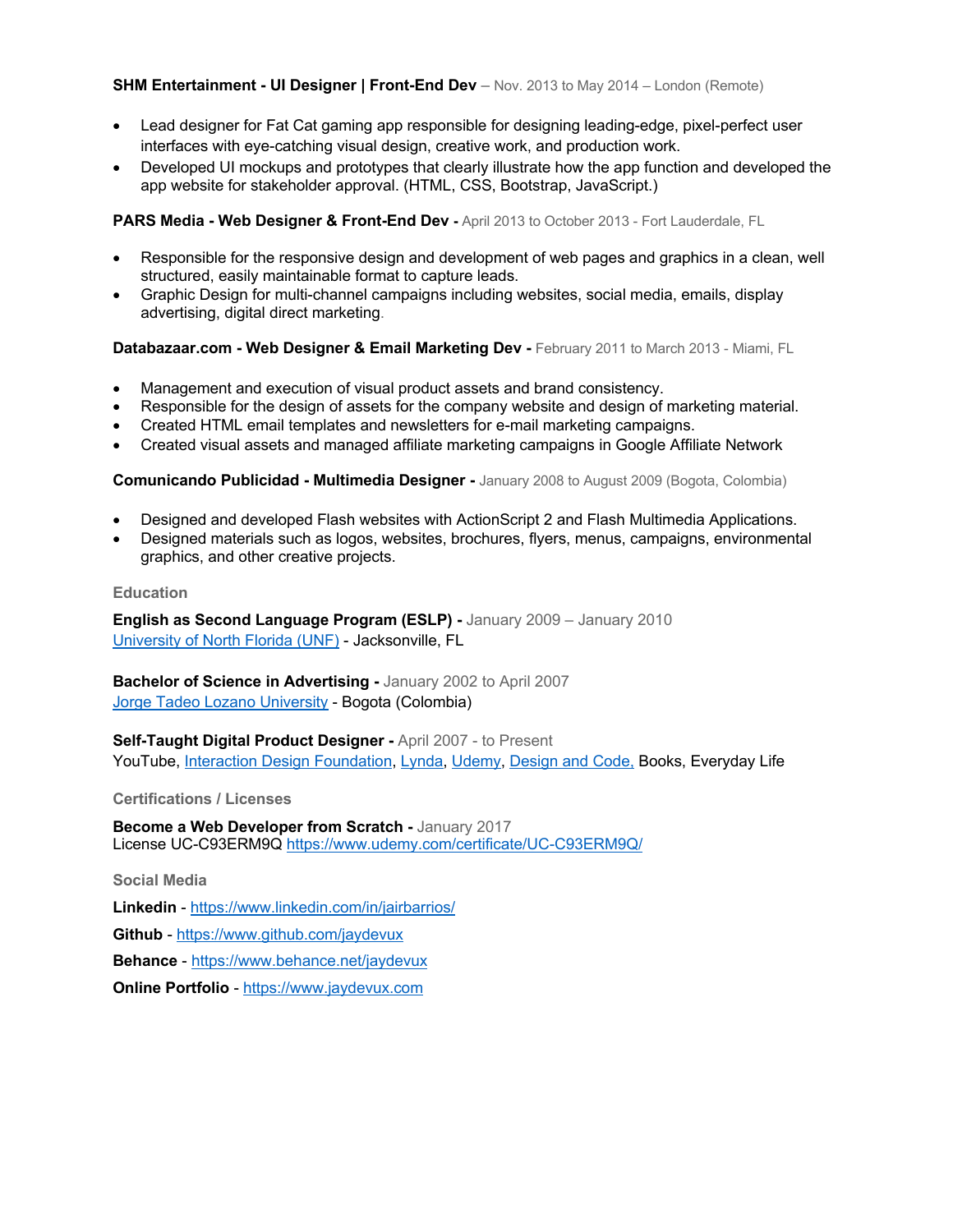**SHM Entertainment - UI Designer | Front-End Dev** – Nov. 2013 to May 2014 – London (Remote)

- Lead designer for Fat Cat gaming app responsible for designing leading-edge, pixel-perfect user interfaces with eye-catching visual design, creative work, and production work.
- Developed UI mockups and prototypes that clearly illustrate how the app function and developed the app website for stakeholder approval. (HTML, CSS, Bootstrap, JavaScript.)

**PARS Media - Web Designer & Front-End Dev -** April 2013 to October 2013 - Fort Lauderdale, FL

- Responsible for the responsive design and development of web pages and graphics in a clean, well structured, easily maintainable format to capture leads.
- Graphic Design for multi-channel campaigns including websites, social media, emails, display advertising, digital direct marketing.

**Databazaar.com - Web Designer & Email Marketing Dev -** February 2011 to March 2013 - Miami, FL

- Management and execution of visual product assets and brand consistency.
- Responsible for the design of assets for the company website and design of marketing material.
- Created HTML email templates and newsletters for e-mail marketing campaigns.
- Created visual assets and managed affiliate marketing campaigns in Google Affiliate Network

**Comunicando Publicidad - Multimedia Designer -** January 2008 to August 2009 (Bogota, Colombia)

- Designed and developed Flash websites with ActionScript 2 and Flash Multimedia Applications.
- Designed materials such as logos, websites, brochures, flyers, menus, campaigns, environmental graphics, and other creative projects.

## Education

**English as Second Language Program (ESLP) -** January 2009 – January 2010
University of North Florida (UNF) - Jacksonville, FL

**Bachelor of Science in Advertising -** January 2002 to April 2007
Jorge Tadeo Lozano University - Bogota (Colombia)

**Self-Taught Digital Product Designer -** April 2007 - to Present
YouTube, Interaction Design Foundation, Lynda, Udemy, Design and Code, Books, Everyday Life

## Certifications / Licenses

**Become a Web Developer from Scratch -** January 2017
License UC-C93ERM9Q https://www.udemy.com/certificate/UC-C93ERM9Q/

## Social Media

**Linkedin** - https://www.linkedin.com/in/jairbarrios/

**Github** - https://www.github.com/jaydevux

**Behance** - https://www.behance.net/jaydevux

**Online Portfolio** - https://www.jaydevux.com